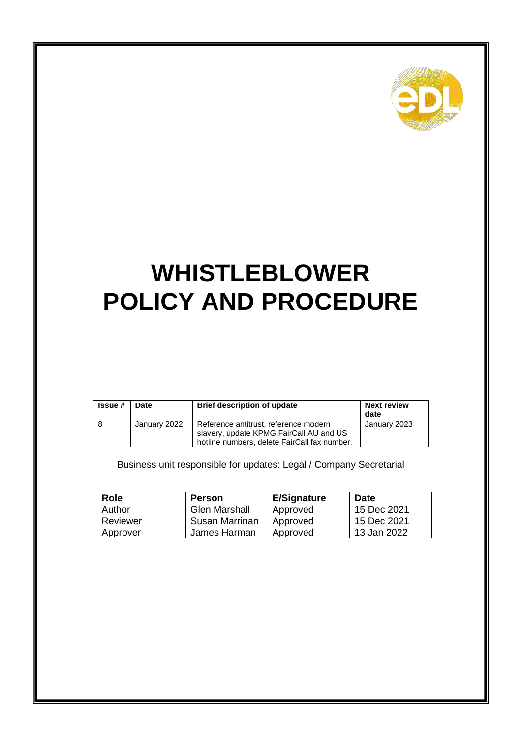# WHISTLEBLOWER POLICY AND PROCEDURE

| Issue # | Date | Brief description of update | Next review date |
|---|---|---|---|
| 8 | January 2022 | Reference antitrust, reference modern slavery, update KPMG FairCall AU and US hotline numbers, delete FairCall fax number. | January 2023 |

Business unit responsible for updates: Legal / Company Secretarial

| Role | Person | E/Signature | Date |
|---|---|---|---|
| Author | Glen Marshall | Approved | 15 Dec 2021 |
| Reviewer | Susan Marrinan | Approved | 15 Dec 2021 |
| Approver | James Harman | Approved | 13 Jan 2022 |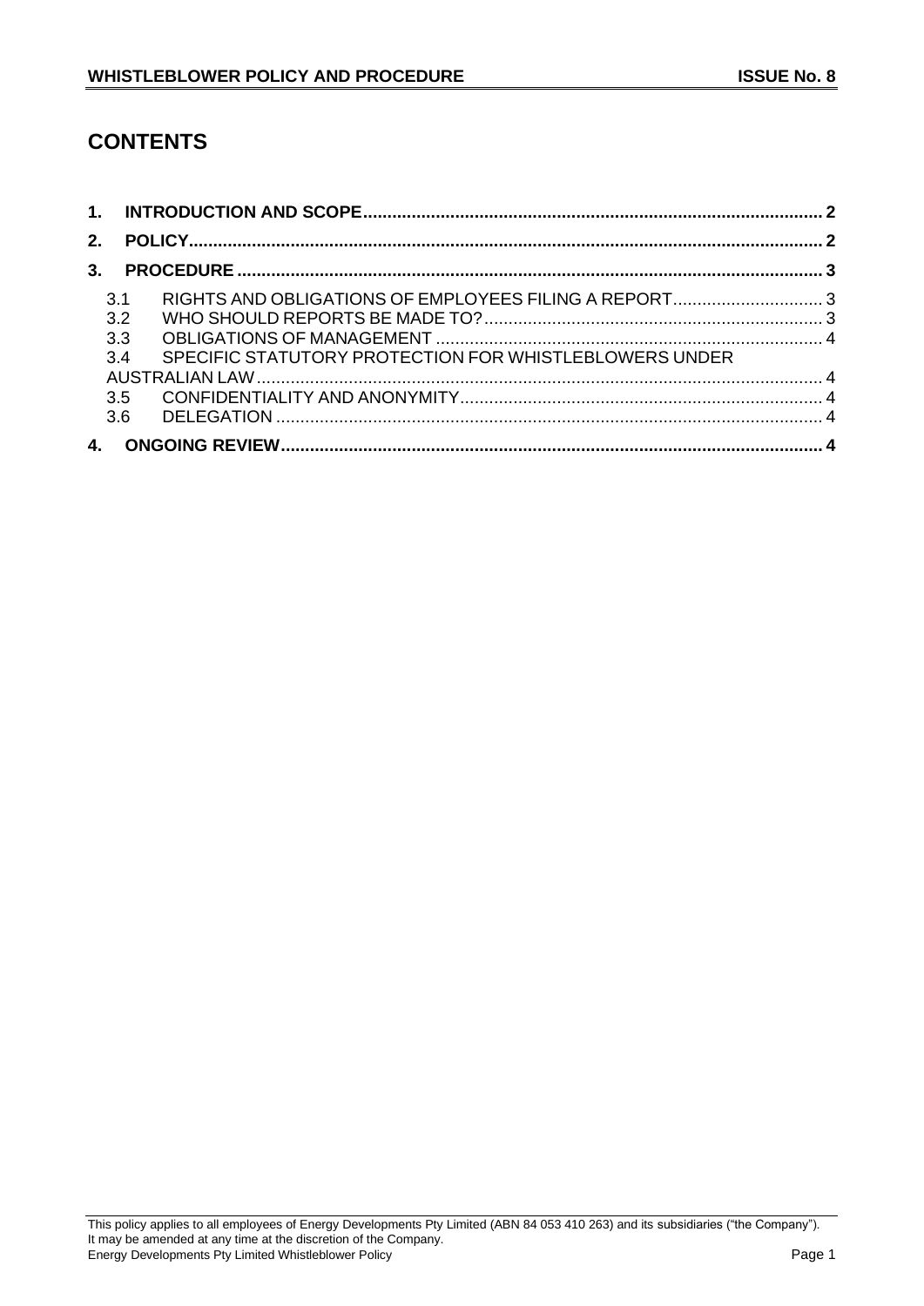# CONTENTS

1. **INTRODUCTION AND SCOPE** .......... 2
2. **POLICY** .......... 2
3. **PROCEDURE** .......... 3
   - 3.1 RIGHTS AND OBLIGATIONS OF EMPLOYEES FILING A REPORT .......... 3
   - 3.2 WHO SHOULD REPORTS BE MADE TO? .......... 3
   - 3.3 OBLIGATIONS OF MANAGEMENT .......... 4
   - 3.4 SPECIFIC STATUTORY PROTECTION FOR WHISTLEBLOWERS UNDER AUSTRALIAN LAW .......... 4
   - 3.5 CONFIDENTIALITY AND ANONYMITY .......... 4
   - 3.6 DELEGATION .......... 4
4. **ONGOING REVIEW** .......... 4

This policy applies to all employees of Energy Developments Pty Limited (ABN 84 053 410 263) and its subsidiaries ("the Company"). It may be amended at any time at the discretion of the Company.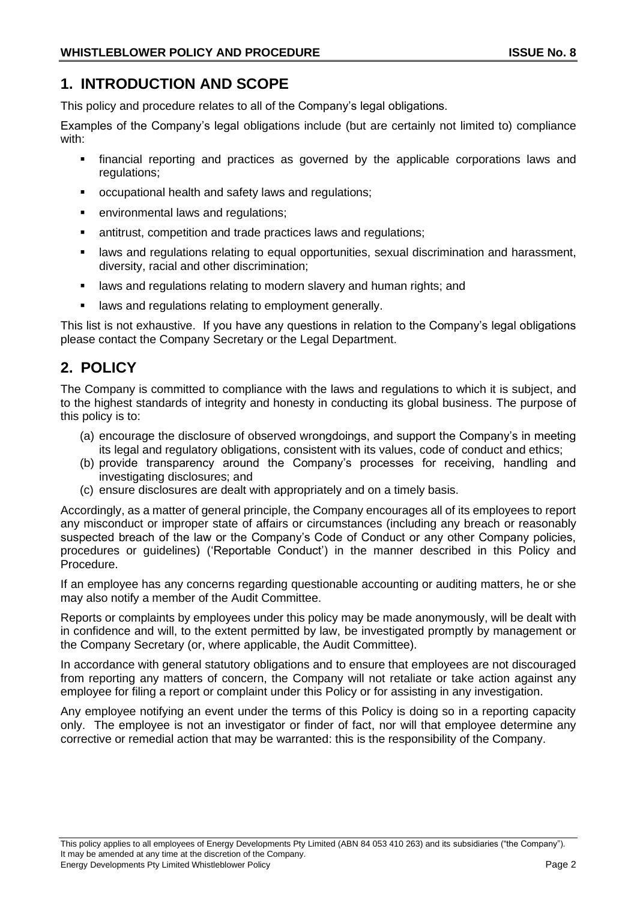## 1. INTRODUCTION AND SCOPE

This policy and procedure relates to all of the Company's legal obligations.

Examples of the Company's legal obligations include (but are certainly not limited to) compliance with:

- financial reporting and practices as governed by the applicable corporations laws and regulations;
- occupational health and safety laws and regulations;
- environmental laws and regulations;
- antitrust, competition and trade practices laws and regulations;
- laws and regulations relating to equal opportunities, sexual discrimination and harassment, diversity, racial and other discrimination;
- laws and regulations relating to modern slavery and human rights; and
- laws and regulations relating to employment generally.

This list is not exhaustive. If you have any questions in relation to the Company's legal obligations please contact the Company Secretary or the Legal Department.

## 2. POLICY

The Company is committed to compliance with the laws and regulations to which it is subject, and to the highest standards of integrity and honesty in conducting its global business. The purpose of this policy is to:

(a) encourage the disclosure of observed wrongdoings, and support the Company's in meeting its legal and regulatory obligations, consistent with its values, code of conduct and ethics;
(b) provide transparency around the Company's processes for receiving, handling and investigating disclosures; and
(c) ensure disclosures are dealt with appropriately and on a timely basis.

Accordingly, as a matter of general principle, the Company encourages all of its employees to report any misconduct or improper state of affairs or circumstances (including any breach or reasonably suspected breach of the law or the Company's Code of Conduct or any other Company policies, procedures or guidelines) ('Reportable Conduct') in the manner described in this Policy and Procedure.

If an employee has any concerns regarding questionable accounting or auditing matters, he or she may also notify a member of the Audit Committee.

Reports or complaints by employees under this policy may be made anonymously, will be dealt with in confidence and will, to the extent permitted by law, be investigated promptly by management or the Company Secretary (or, where applicable, the Audit Committee).

In accordance with general statutory obligations and to ensure that employees are not discouraged from reporting any matters of concern, the Company will not retaliate or take action against any employee for filing a report or complaint under this Policy or for assisting in any investigation.

Any employee notifying an event under the terms of this Policy is doing so in a reporting capacity only. The employee is not an investigator or finder of fact, nor will that employee determine any corrective or remedial action that may be warranted: this is the responsibility of the Company.

This policy applies to all employees of Energy Developments Pty Limited (ABN 84 053 410 263) and its subsidiaries ("the Company"). It may be amended at any time at the discretion of the Company.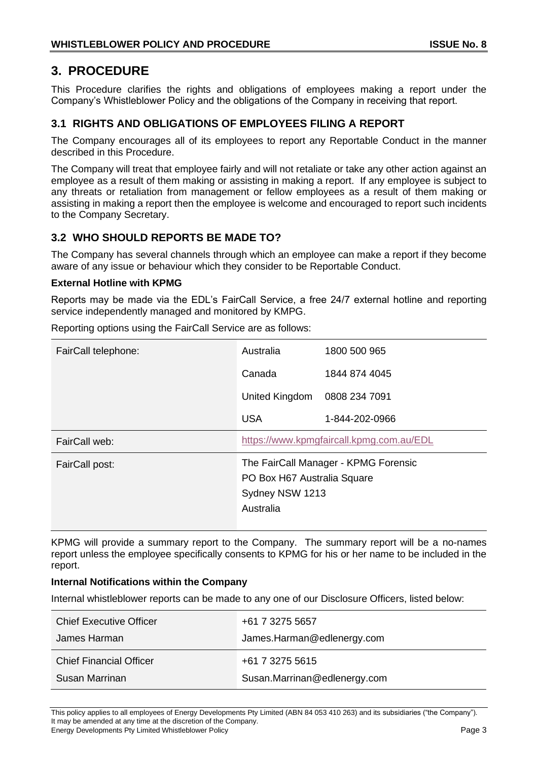# 3. PROCEDURE

This Procedure clarifies the rights and obligations of employees making a report under the Company's Whistleblower Policy and the obligations of the Company in receiving that report.

## 3.1 RIGHTS AND OBLIGATIONS OF EMPLOYEES FILING A REPORT

The Company encourages all of its employees to report any Reportable Conduct in the manner described in this Procedure.

The Company will treat that employee fairly and will not retaliate or take any other action against an employee as a result of them making or assisting in making a report. If any employee is subject to any threats or retaliation from management or fellow employees as a result of them making or assisting in making a report then the employee is welcome and encouraged to report such incidents to the Company Secretary.

## 3.2 WHO SHOULD REPORTS BE MADE TO?

The Company has several channels through which an employee can make a report if they become aware of any issue or behaviour which they consider to be Reportable Conduct.

**External Hotline with KPMG**

Reports may be made via the EDL's FairCall Service, a free 24/7 external hotline and reporting service independently managed and monitored by KMPG.

Reporting options using the FairCall Service are as follows:

| | | |
|---|---|---|
| FairCall telephone: | Australia | 1800 500 965 |
| | Canada | 1844 874 4045 |
| | United Kingdom | 0808 234 7091 |
| | USA | 1-844-202-0966 |
| FairCall web: | https://www.kpmgfaircall.kpmg.com.au/EDL | |
| FairCall post: | The FairCall Manager - KPMG Forensic<br>PO Box H67 Australia Square<br>Sydney NSW 1213<br>Australia | |

KPMG will provide a summary report to the Company. The summary report will be a no-names report unless the employee specifically consents to KPMG for his or her name to be included in the report.

**Internal Notifications within the Company**

Internal whistleblower reports can be made to any one of our Disclosure Officers, listed below:

| | |
|---|---|
| Chief Executive Officer<br>James Harman | +61 7 3275 5657<br>James.Harman@edlenergy.com |
| Chief Financial Officer<br>Susan Marrinan | +61 7 3275 5615<br>Susan.Marrinan@edlenergy.com |

This policy applies to all employees of Energy Developments Pty Limited (ABN 84 053 410 263) and its subsidiaries ("the Company"). It may be amended at any time at the discretion of the Company.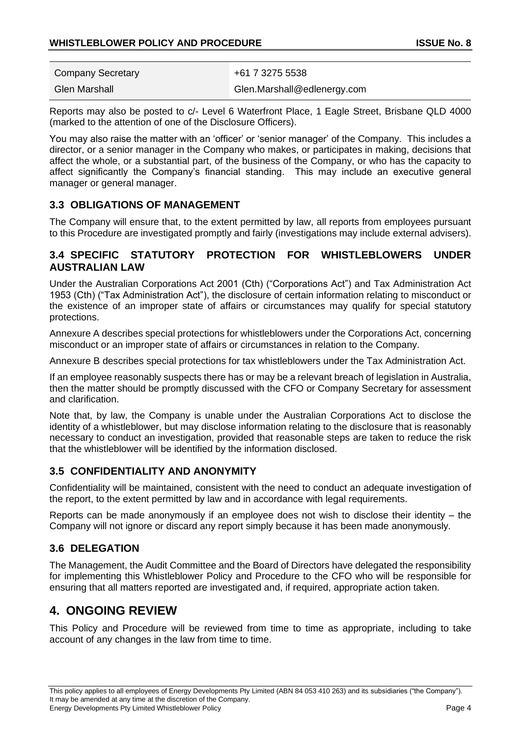| Company Secretary | +61 7 3275 5538 |
| --- | --- |
| Glen Marshall | Glen.Marshall@edlenergy.com |

Reports may also be posted to c/- Level 6 Waterfront Place, 1 Eagle Street, Brisbane QLD 4000 (marked to the attention of one of the Disclosure Officers).

You may also raise the matter with an 'officer' or 'senior manager' of the Company. This includes a director, or a senior manager in the Company who makes, or participates in making, decisions that affect the whole, or a substantial part, of the business of the Company, or who has the capacity to affect significantly the Company's financial standing. This may include an executive general manager or general manager.

### 3.3 OBLIGATIONS OF MANAGEMENT

The Company will ensure that, to the extent permitted by law, all reports from employees pursuant to this Procedure are investigated promptly and fairly (investigations may include external advisers).

### 3.4 SPECIFIC STATUTORY PROTECTION FOR WHISTLEBLOWERS UNDER AUSTRALIAN LAW

Under the Australian Corporations Act 2001 (Cth) ("Corporations Act") and Tax Administration Act 1953 (Cth) ("Tax Administration Act"), the disclosure of certain information relating to misconduct or the existence of an improper state of affairs or circumstances may qualify for special statutory protections.

Annexure A describes special protections for whistleblowers under the Corporations Act, concerning misconduct or an improper state of affairs or circumstances in relation to the Company.

Annexure B describes special protections for tax whistleblowers under the Tax Administration Act.

If an employee reasonably suspects there has or may be a relevant breach of legislation in Australia, then the matter should be promptly discussed with the CFO or Company Secretary for assessment and clarification.

Note that, by law, the Company is unable under the Australian Corporations Act to disclose the identity of a whistleblower, but may disclose information relating to the disclosure that is reasonably necessary to conduct an investigation, provided that reasonable steps are taken to reduce the risk that the whistleblower will be identified by the information disclosed.

### 3.5 CONFIDENTIALITY AND ANONYMITY

Confidentiality will be maintained, consistent with the need to conduct an adequate investigation of the report, to the extent permitted by law and in accordance with legal requirements.

Reports can be made anonymously if an employee does not wish to disclose their identity – the Company will not ignore or discard any report simply because it has been made anonymously.

### 3.6 DELEGATION

The Management, the Audit Committee and the Board of Directors have delegated the responsibility for implementing this Whistleblower Policy and Procedure to the CFO who will be responsible for ensuring that all matters reported are investigated and, if required, appropriate action taken.

## 4. ONGOING REVIEW

This Policy and Procedure will be reviewed from time to time as appropriate, including to take account of any changes in the law from time to time.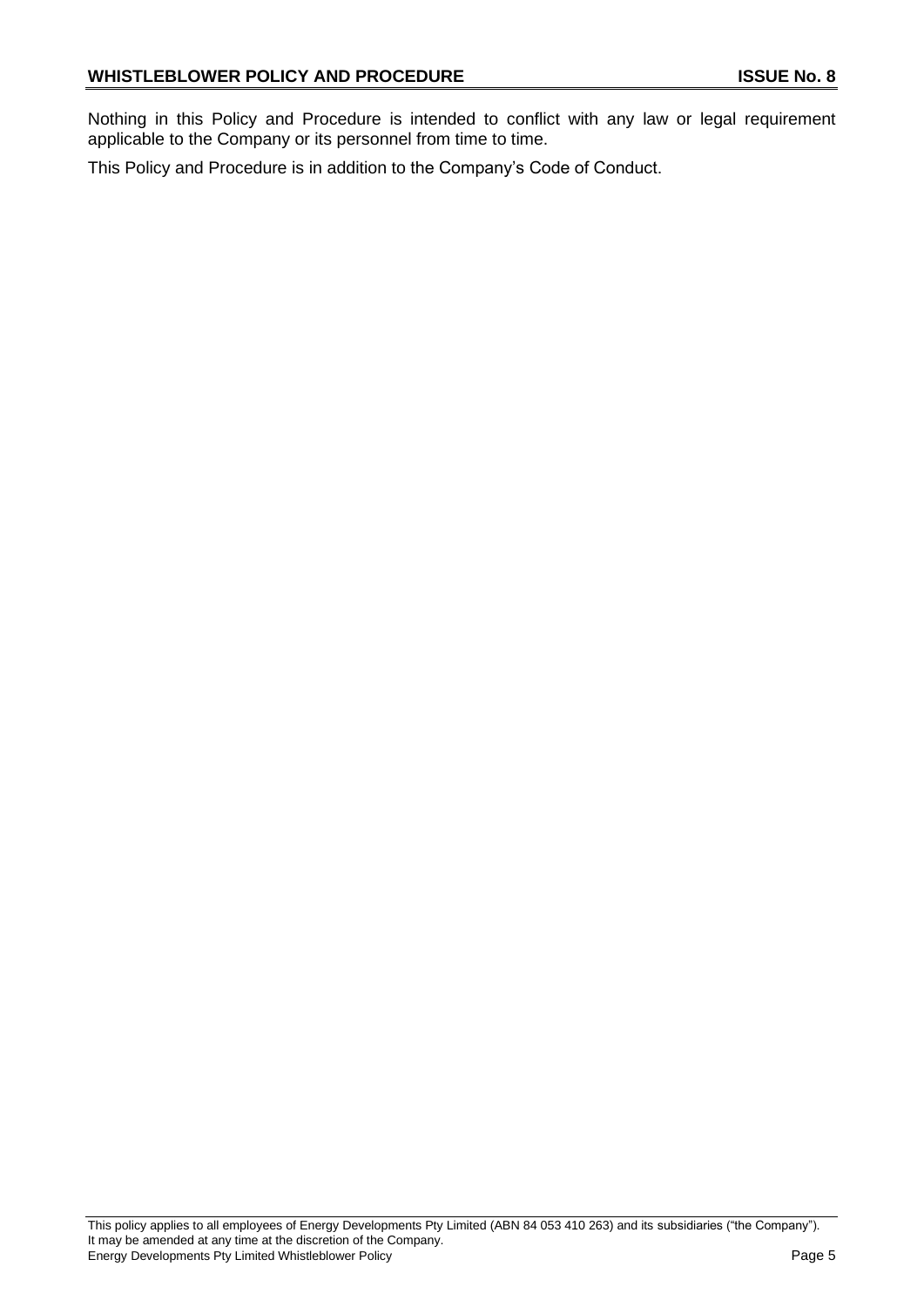Nothing in this Policy and Procedure is intended to conflict with any law or legal requirement applicable to the Company or its personnel from time to time.

This Policy and Procedure is in addition to the Company's Code of Conduct.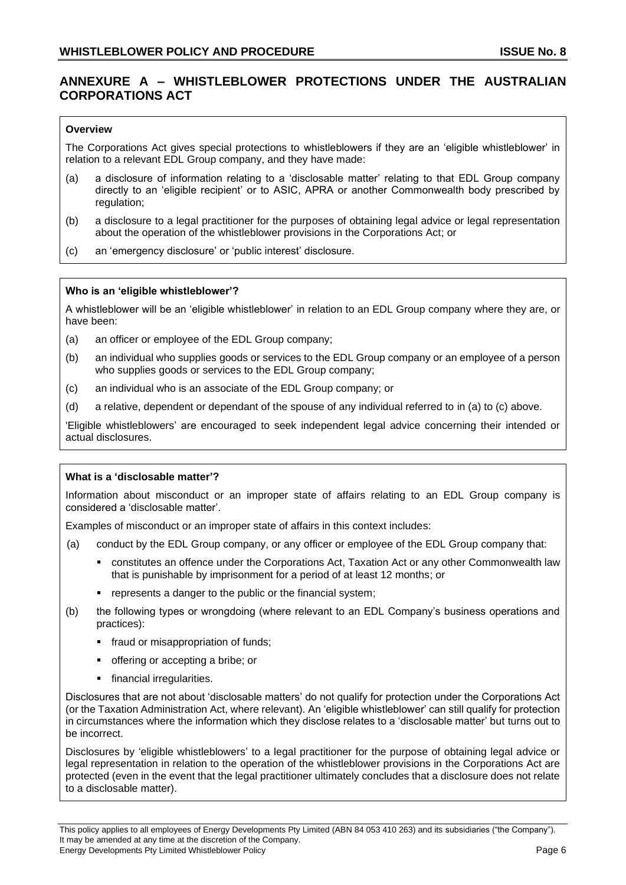## ANNEXURE A – WHISTLEBLOWER PROTECTIONS UNDER THE AUSTRALIAN CORPORATIONS ACT

**Overview**

The Corporations Act gives special protections to whistleblowers if they are an 'eligible whistleblower' in relation to a relevant EDL Group company, and they have made:

(a) a disclosure of information relating to a 'disclosable matter' relating to that EDL Group company directly to an 'eligible recipient' or to ASIC, APRA or another Commonwealth body prescribed by regulation;

(b) a disclosure to a legal practitioner for the purposes of obtaining legal advice or legal representation about the operation of the whistleblower provisions in the Corporations Act; or

(c) an 'emergency disclosure' or 'public interest' disclosure.

**Who is an 'eligible whistleblower'?**

A whistleblower will be an 'eligible whistleblower' in relation to an EDL Group company where they are, or have been:

(a) an officer or employee of the EDL Group company;

(b) an individual who supplies goods or services to the EDL Group company or an employee of a person who supplies goods or services to the EDL Group company;

(c) an individual who is an associate of the EDL Group company; or

(d) a relative, dependent or dependant of the spouse of any individual referred to in (a) to (c) above.

'Eligible whistleblowers' are encouraged to seek independent legal advice concerning their intended or actual disclosures.

**What is a 'disclosable matter'?**

Information about misconduct or an improper state of affairs relating to an EDL Group company is considered a 'disclosable matter'.

Examples of misconduct or an improper state of affairs in this context includes:

(a) conduct by the EDL Group company, or any officer or employee of the EDL Group company that:
   - constitutes an offence under the Corporations Act, Taxation Act or any other Commonwealth law that is punishable by imprisonment for a period of at least 12 months; or
   - represents a danger to the public or the financial system;

(b) the following types or wrongdoing (where relevant to an EDL Company's business operations and practices):
   - fraud or misappropriation of funds;
   - offering or accepting a bribe; or
   - financial irregularities.

Disclosures that are not about 'disclosable matters' do not qualify for protection under the Corporations Act (or the Taxation Administration Act, where relevant). An 'eligible whistleblower' can still qualify for protection in circumstances where the information which they disclose relates to a 'disclosable matter' but turns out to be incorrect.

Disclosures by 'eligible whistleblowers' to a legal practitioner for the purpose of obtaining legal advice or legal representation in relation to the operation of the whistleblower provisions in the Corporations Act are protected (even in the event that the legal practitioner ultimately concludes that a disclosure does not relate to a disclosable matter).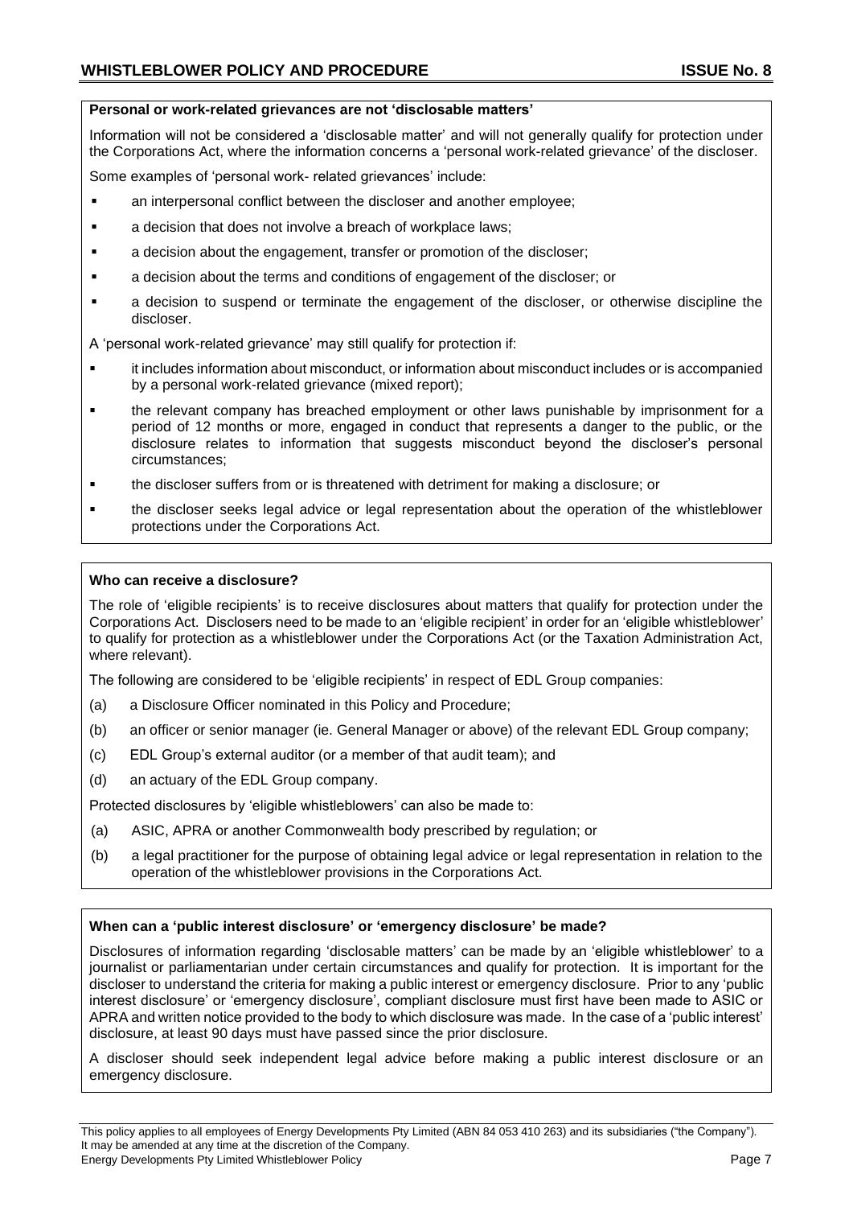### Personal or work-related grievances are not 'disclosable matters'

Information will not be considered a 'disclosable matter' and will not generally qualify for protection under the Corporations Act, where the information concerns a 'personal work-related grievance' of the discloser.

Some examples of 'personal work- related grievances' include:

- an interpersonal conflict between the discloser and another employee;
- a decision that does not involve a breach of workplace laws;
- a decision about the engagement, transfer or promotion of the discloser;
- a decision about the terms and conditions of engagement of the discloser; or
- a decision to suspend or terminate the engagement of the discloser, or otherwise discipline the discloser.

A 'personal work-related grievance' may still qualify for protection if:

- it includes information about misconduct, or information about misconduct includes or is accompanied by a personal work-related grievance (mixed report);
- the relevant company has breached employment or other laws punishable by imprisonment for a period of 12 months or more, engaged in conduct that represents a danger to the public, or the disclosure relates to information that suggests misconduct beyond the discloser's personal circumstances;
- the discloser suffers from or is threatened with detriment for making a disclosure; or
- the discloser seeks legal advice or legal representation about the operation of the whistleblower protections under the Corporations Act.

### Who can receive a disclosure?

The role of 'eligible recipients' is to receive disclosures about matters that qualify for protection under the Corporations Act. Disclosers need to be made to an 'eligible recipient' in order for an 'eligible whistleblower' to qualify for protection as a whistleblower under the Corporations Act (or the Taxation Administration Act, where relevant).

The following are considered to be 'eligible recipients' in respect of EDL Group companies:

(a) a Disclosure Officer nominated in this Policy and Procedure;

(b) an officer or senior manager (ie. General Manager or above) of the relevant EDL Group company;

(c) EDL Group's external auditor (or a member of that audit team); and

(d) an actuary of the EDL Group company.

Protected disclosures by 'eligible whistleblowers' can also be made to:

(a) ASIC, APRA or another Commonwealth body prescribed by regulation; or

(b) a legal practitioner for the purpose of obtaining legal advice or legal representation in relation to the operation of the whistleblower provisions in the Corporations Act.

### When can a 'public interest disclosure' or 'emergency disclosure' be made?

Disclosures of information regarding 'disclosable matters' can be made by an 'eligible whistleblower' to a journalist or parliamentarian under certain circumstances and qualify for protection. It is important for the discloser to understand the criteria for making a public interest or emergency disclosure. Prior to any 'public interest disclosure' or 'emergency disclosure', compliant disclosure must first have been made to ASIC or APRA and written notice provided to the body to which disclosure was made. In the case of a 'public interest' disclosure, at least 90 days must have passed since the prior disclosure.

A discloser should seek independent legal advice before making a public interest disclosure or an emergency disclosure.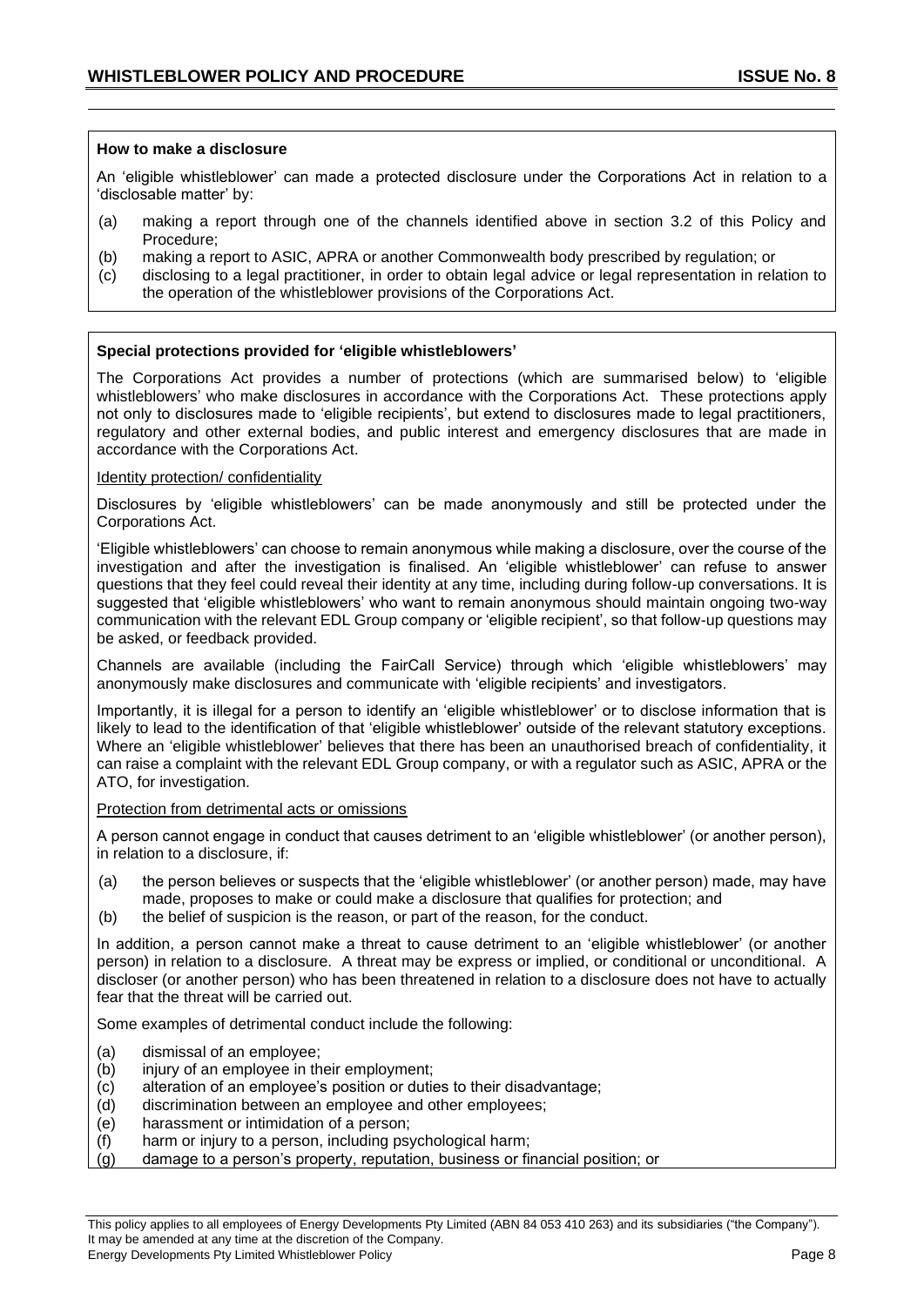**How to make a disclosure**

An 'eligible whistleblower' can made a protected disclosure under the Corporations Act in relation to a 'disclosable matter' by:

(a) making a report through one of the channels identified above in section 3.2 of this Policy and Procedure;
(b) making a report to ASIC, APRA or another Commonwealth body prescribed by regulation; or
(c) disclosing to a legal practitioner, in order to obtain legal advice or legal representation in relation to the operation of the whistleblower provisions of the Corporations Act.

**Special protections provided for 'eligible whistleblowers'**

The Corporations Act provides a number of protections (which are summarised below) to 'eligible whistleblowers' who make disclosures in accordance with the Corporations Act. These protections apply not only to disclosures made to 'eligible recipients', but extend to disclosures made to legal practitioners, regulatory and other external bodies, and public interest and emergency disclosures that are made in accordance with the Corporations Act.

Identity protection/ confidentiality

Disclosures by 'eligible whistleblowers' can be made anonymously and still be protected under the Corporations Act.

'Eligible whistleblowers' can choose to remain anonymous while making a disclosure, over the course of the investigation and after the investigation is finalised. An 'eligible whistleblower' can refuse to answer questions that they feel could reveal their identity at any time, including during follow-up conversations. It is suggested that 'eligible whistleblowers' who want to remain anonymous should maintain ongoing two-way communication with the relevant EDL Group company or 'eligible recipient', so that follow-up questions may be asked, or feedback provided.

Channels are available (including the FairCall Service) through which 'eligible whistleblowers' may anonymously make disclosures and communicate with 'eligible recipients' and investigators.

Importantly, it is illegal for a person to identify an 'eligible whistleblower' or to disclose information that is likely to lead to the identification of that 'eligible whistleblower' outside of the relevant statutory exceptions. Where an 'eligible whistleblower' believes that there has been an unauthorised breach of confidentiality, it can raise a complaint with the relevant EDL Group company, or with a regulator such as ASIC, APRA or the ATO, for investigation.

Protection from detrimental acts or omissions

A person cannot engage in conduct that causes detriment to an 'eligible whistleblower' (or another person), in relation to a disclosure, if:

(a) the person believes or suspects that the 'eligible whistleblower' (or another person) made, may have made, proposes to make or could make a disclosure that qualifies for protection; and
(b) the belief of suspicion is the reason, or part of the reason, for the conduct.

In addition, a person cannot make a threat to cause detriment to an 'eligible whistleblower' (or another person) in relation to a disclosure. A threat may be express or implied, or conditional or unconditional. A discloser (or another person) who has been threatened in relation to a disclosure does not have to actually fear that the threat will be carried out.

Some examples of detrimental conduct include the following:

(a) dismissal of an employee;
(b) injury of an employee in their employment;
(c) alteration of an employee's position or duties to their disadvantage;
(d) discrimination between an employee and other employees;
(e) harassment or intimidation of a person;
(f) harm or injury to a person, including psychological harm;
(g) damage to a person's property, reputation, business or financial position; or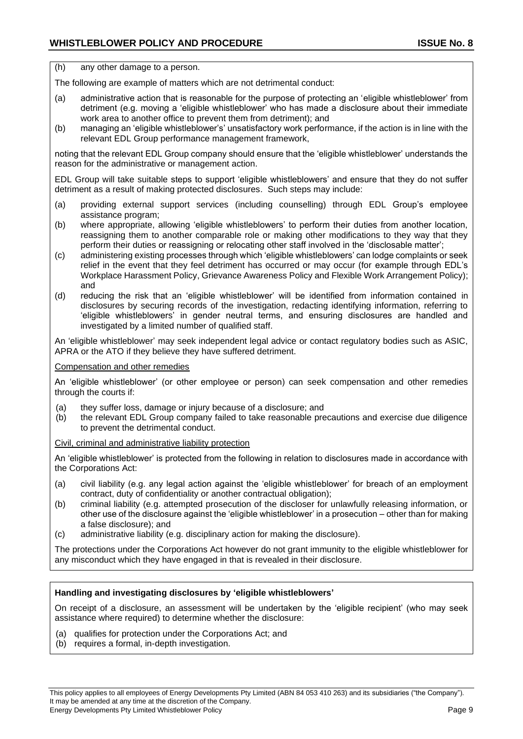(h) any other damage to a person.

The following are example of matters which are not detrimental conduct:

(a) administrative action that is reasonable for the purpose of protecting an 'eligible whistleblower' from detriment (e.g. moving a 'eligible whistleblower' who has made a disclosure about their immediate work area to another office to prevent them from detriment); and
(b) managing an 'eligible whistleblower's' unsatisfactory work performance, if the action is in line with the relevant EDL Group performance management framework,

noting that the relevant EDL Group company should ensure that the 'eligible whistleblower' understands the reason for the administrative or management action.

EDL Group will take suitable steps to support 'eligible whistleblowers' and ensure that they do not suffer detriment as a result of making protected disclosures. Such steps may include:

(a) providing external support services (including counselling) through EDL Group's employee assistance program;
(b) where appropriate, allowing 'eligible whistleblowers' to perform their duties from another location, reassigning them to another comparable role or making other modifications to they way that they perform their duties or reassigning or relocating other staff involved in the 'disclosable matter';
(c) administering existing processes through which 'eligible whistleblowers' can lodge complaints or seek relief in the event that they feel detriment has occurred or may occur (for example through EDL's Workplace Harassment Policy, Grievance Awareness Policy and Flexible Work Arrangement Policy); and
(d) reducing the risk that an 'eligible whistleblower' will be identified from information contained in disclosures by securing records of the investigation, redacting identifying information, referring to 'eligible whistleblowers' in gender neutral terms, and ensuring disclosures are handled and investigated by a limited number of qualified staff.

An 'eligible whistleblower' may seek independent legal advice or contact regulatory bodies such as ASIC, APRA or the ATO if they believe they have suffered detriment.

Compensation and other remedies

An 'eligible whistleblower' (or other employee or person) can seek compensation and other remedies through the courts if:

(a) they suffer loss, damage or injury because of a disclosure; and
(b) the relevant EDL Group company failed to take reasonable precautions and exercise due diligence to prevent the detrimental conduct.

Civil, criminal and administrative liability protection

An 'eligible whistleblower' is protected from the following in relation to disclosures made in accordance with the Corporations Act:

(a) civil liability (e.g. any legal action against the 'eligible whistleblower' for breach of an employment contract, duty of confidentiality or another contractual obligation);
(b) criminal liability (e.g. attempted prosecution of the discloser for unlawfully releasing information, or other use of the disclosure against the 'eligible whistleblower' in a prosecution – other than for making a false disclosure); and
(c) administrative liability (e.g. disciplinary action for making the disclosure).

The protections under the Corporations Act however do not grant immunity to the eligible whistleblower for any misconduct which they have engaged in that is revealed in their disclosure.

**Handling and investigating disclosures by 'eligible whistleblowers'**

On receipt of a disclosure, an assessment will be undertaken by the 'eligible recipient' (who may seek assistance where required) to determine whether the disclosure:

(a) qualifies for protection under the Corporations Act; and
(b) requires a formal, in-depth investigation.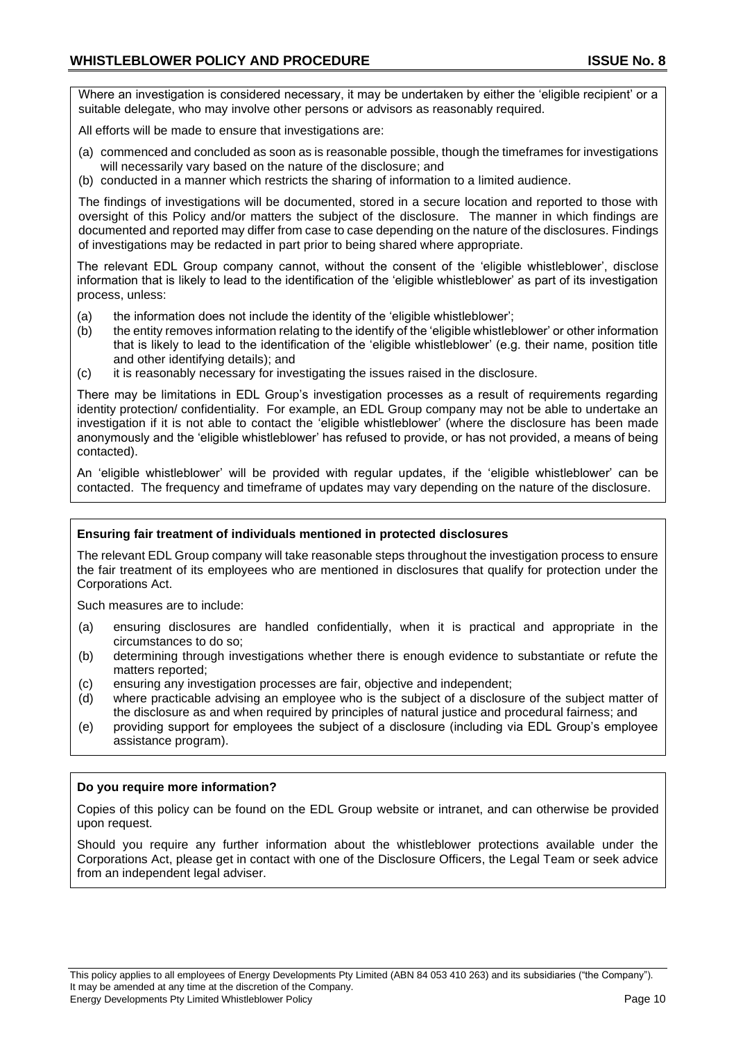Where an investigation is considered necessary, it may be undertaken by either the 'eligible recipient' or a suitable delegate, who may involve other persons or advisors as reasonably required.

All efforts will be made to ensure that investigations are:

(a) commenced and concluded as soon as is reasonable possible, though the timeframes for investigations will necessarily vary based on the nature of the disclosure; and
(b) conducted in a manner which restricts the sharing of information to a limited audience.

The findings of investigations will be documented, stored in a secure location and reported to those with oversight of this Policy and/or matters the subject of the disclosure. The manner in which findings are documented and reported may differ from case to case depending on the nature of the disclosures. Findings of investigations may be redacted in part prior to being shared where appropriate.

The relevant EDL Group company cannot, without the consent of the 'eligible whistleblower', disclose information that is likely to lead to the identification of the 'eligible whistleblower' as part of its investigation process, unless:

(a) the information does not include the identity of the 'eligible whistleblower';
(b) the entity removes information relating to the identify of the 'eligible whistleblower' or other information that is likely to lead to the identification of the 'eligible whistleblower' (e.g. their name, position title and other identifying details); and
(c) it is reasonably necessary for investigating the issues raised in the disclosure.

There may be limitations in EDL Group's investigation processes as a result of requirements regarding identity protection/ confidentiality. For example, an EDL Group company may not be able to undertake an investigation if it is not able to contact the 'eligible whistleblower' (where the disclosure has been made anonymously and the 'eligible whistleblower' has refused to provide, or has not provided, a means of being contacted).

An 'eligible whistleblower' will be provided with regular updates, if the 'eligible whistleblower' can be contacted. The frequency and timeframe of updates may vary depending on the nature of the disclosure.

**Ensuring fair treatment of individuals mentioned in protected disclosures**

The relevant EDL Group company will take reasonable steps throughout the investigation process to ensure the fair treatment of its employees who are mentioned in disclosures that qualify for protection under the Corporations Act.

Such measures are to include:

(a) ensuring disclosures are handled confidentially, when it is practical and appropriate in the circumstances to do so;
(b) determining through investigations whether there is enough evidence to substantiate or refute the matters reported;
(c) ensuring any investigation processes are fair, objective and independent;
(d) where practicable advising an employee who is the subject of a disclosure of the subject matter of the disclosure as and when required by principles of natural justice and procedural fairness; and
(e) providing support for employees the subject of a disclosure (including via EDL Group's employee assistance program).

**Do you require more information?**

Copies of this policy can be found on the EDL Group website or intranet, and can otherwise be provided upon request.

Should you require any further information about the whistleblower protections available under the Corporations Act, please get in contact with one of the Disclosure Officers, the Legal Team or seek advice from an independent legal adviser.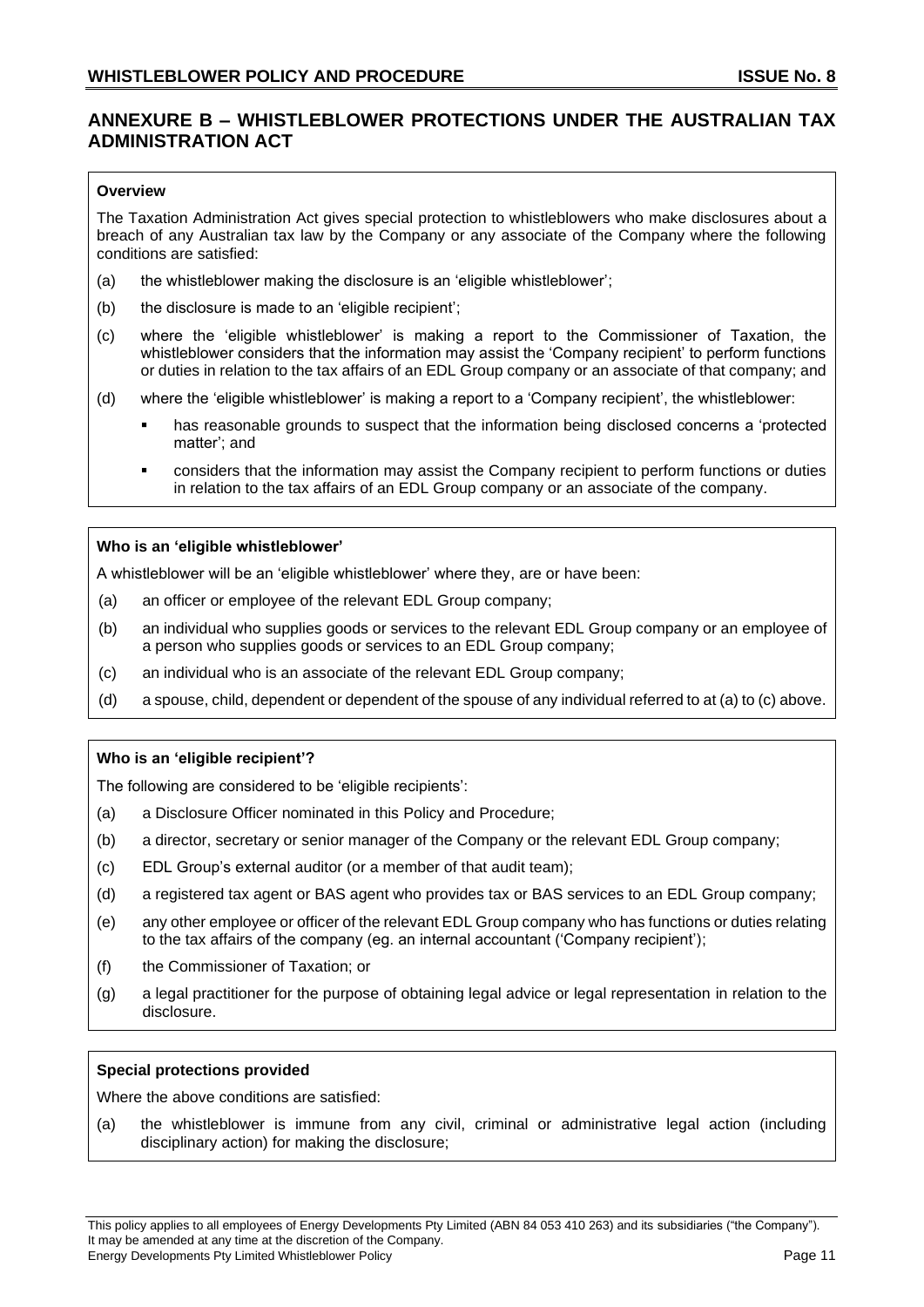## ANNEXURE B – WHISTLEBLOWER PROTECTIONS UNDER THE AUSTRALIAN TAX ADMINISTRATION ACT

**Overview**

The Taxation Administration Act gives special protection to whistleblowers who make disclosures about a breach of any Australian tax law by the Company or any associate of the Company where the following conditions are satisfied:

(a) the whistleblower making the disclosure is an 'eligible whistleblower';

(b) the disclosure is made to an 'eligible recipient';

(c) where the 'eligible whistleblower' is making a report to the Commissioner of Taxation, the whistleblower considers that the information may assist the 'Company recipient' to perform functions or duties in relation to the tax affairs of an EDL Group company or an associate of that company; and

(d) where the 'eligible whistleblower' is making a report to a 'Company recipient', the whistleblower:

- has reasonable grounds to suspect that the information being disclosed concerns a 'protected matter'; and
- considers that the information may assist the Company recipient to perform functions or duties in relation to the tax affairs of an EDL Group company or an associate of the company.

**Who is an 'eligible whistleblower'**

A whistleblower will be an 'eligible whistleblower' where they, are or have been:

(a) an officer or employee of the relevant EDL Group company;

(b) an individual who supplies goods or services to the relevant EDL Group company or an employee of a person who supplies goods or services to an EDL Group company;

(c) an individual who is an associate of the relevant EDL Group company;

(d) a spouse, child, dependent or dependent of the spouse of any individual referred to at (a) to (c) above.

**Who is an 'eligible recipient'?**

The following are considered to be 'eligible recipients':

(a) a Disclosure Officer nominated in this Policy and Procedure;

(b) a director, secretary or senior manager of the Company or the relevant EDL Group company;

(c) EDL Group's external auditor (or a member of that audit team);

(d) a registered tax agent or BAS agent who provides tax or BAS services to an EDL Group company;

(e) any other employee or officer of the relevant EDL Group company who has functions or duties relating to the tax affairs of the company (eg. an internal accountant ('Company recipient');

(f) the Commissioner of Taxation; or

(g) a legal practitioner for the purpose of obtaining legal advice or legal representation in relation to the disclosure.

**Special protections provided**

Where the above conditions are satisfied:

(a) the whistleblower is immune from any civil, criminal or administrative legal action (including disciplinary action) for making the disclosure;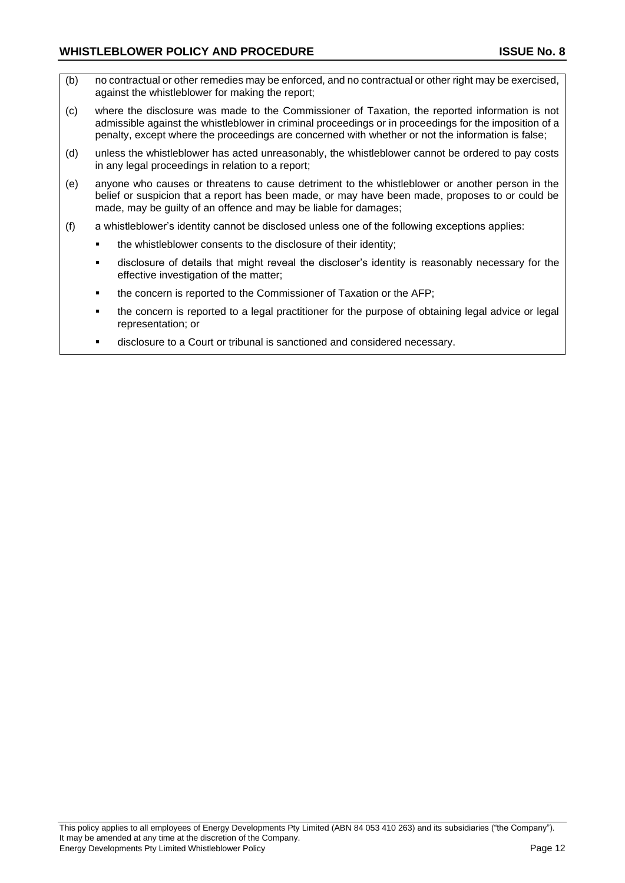(b) no contractual or other remedies may be enforced, and no contractual or other right may be exercised, against the whistleblower for making the report;

(c) where the disclosure was made to the Commissioner of Taxation, the reported information is not admissible against the whistleblower in criminal proceedings or in proceedings for the imposition of a penalty, except where the proceedings are concerned with whether or not the information is false;

(d) unless the whistleblower has acted unreasonably, the whistleblower cannot be ordered to pay costs in any legal proceedings in relation to a report;

(e) anyone who causes or threatens to cause detriment to the whistleblower or another person in the belief or suspicion that a report has been made, or may have been made, proposes to or could be made, may be guilty of an offence and may be liable for damages;

(f) a whistleblower's identity cannot be disclosed unless one of the following exceptions applies:

- the whistleblower consents to the disclosure of their identity;
- disclosure of details that might reveal the discloser's identity is reasonably necessary for the effective investigation of the matter;
- the concern is reported to the Commissioner of Taxation or the AFP;
- the concern is reported to a legal practitioner for the purpose of obtaining legal advice or legal representation; or
- disclosure to a Court or tribunal is sanctioned and considered necessary.